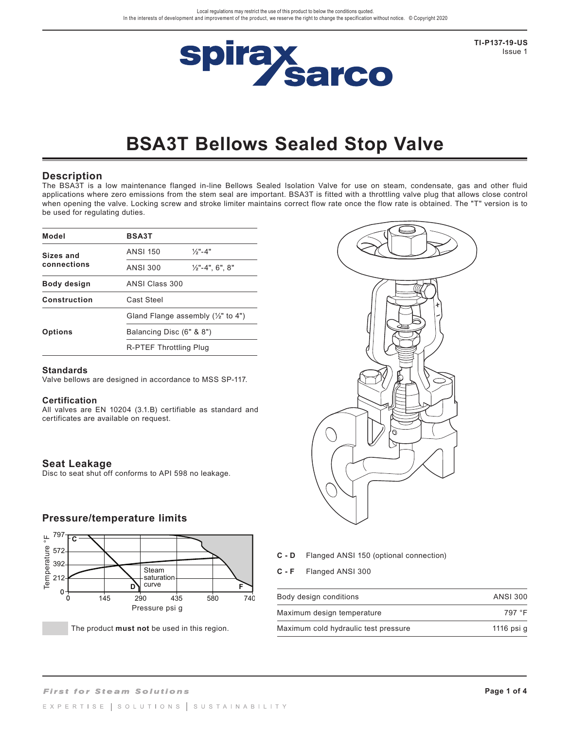Local regulations may restrict the use of this product to below the conditions quoted.
In the interests of development and improvement of the product, we reserve the right to change the specification without notice. © Copyright 2020

TI-P137-19-US
Issue 1

# BSA3T Bellows Sealed Stop Valve

## Description

The BSA3T is a low maintenance flanged in-line Bellows Sealed Isolation Valve for use on steam, condensate, gas and other fluid applications where zero emissions from the stem seal are important. BSA3T is fitted with a throttling valve plug that allows close control when opening the valve. Locking screw and stroke limiter maintains correct flow rate once the flow rate is obtained. The "T" version is to be used for regulating duties.

| **Model** | **BSA3T** | |
|---|---|---|
| **Sizes and connections** | ANSI 150 | ½"-4" |
| | ANSI 300 | ½"-4", 6", 8" |
| **Body design** | ANSI Class 300 | |
| **Construction** | Cast Steel | |
| **Options** | Gland Flange assembly (½" to 4") | |
| | Balancing Disc (6" & 8") | |
| | R-PTEF Throttling Plug | |

## Standards

Valve bellows are designed in accordance to MSS SP-117.

## Certification

All valves are EN 10204 (3.1.B) certifiable as standard and certificates are available on request.

## Seat Leakage

Disc to seat shut off conforms to API 598 no leakage.

## Pressure/temperature limits

The product **must not** be used in this region.

**C - D** Flanged ANSI 150 (optional connection)

**C - F** Flanged ANSI 300

| Body design conditions | ANSI 300 |
|---|---|
| Maximum design temperature | 797 °F |
| Maximum cold hydraulic test pressure | 1116 psi g |

*First for Steam Solutions*

EXPERTISE | SOLUTIONS | SUSTAINABILITY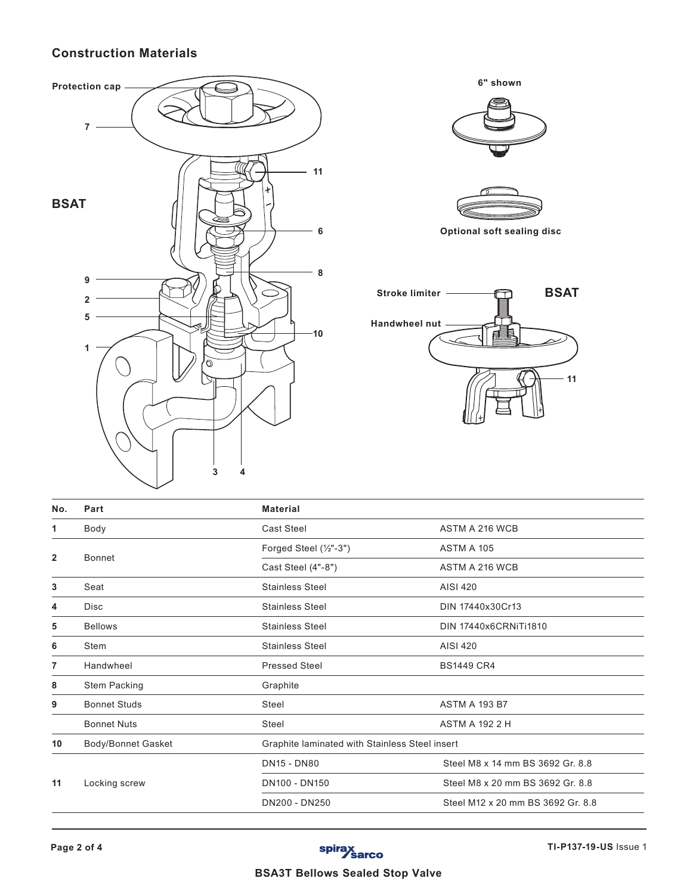## Construction Materials

Protection cap

7

11

BSAT

6

8

9

2

5

10

1

3 4

6" shown

Optional soft sealing disc

Stroke limiter

BSAT

Handwheel nut

11

| No. | Part | Material | |
|---|---|---|---|
| 1 | Body | Cast Steel | ASTM A 216 WCB |
| 2 | Bonnet | Forged Steel (½"-3") | ASTM A 105 |
| | | Cast Steel (4"-8") | ASTM A 216 WCB |
| 3 | Seat | Stainless Steel | AISI 420 |
| 4 | Disc | Stainless Steel | DIN 17440x30Cr13 |
| 5 | Bellows | Stainless Steel | DIN 17440x6CRNiTi1810 |
| 6 | Stem | Stainless Steel | AISI 420 |
| 7 | Handwheel | Pressed Steel | BS1449 CR4 |
| 8 | Stem Packing | Graphite | |
| 9 | Bonnet Studs | Steel | ASTM A 193 B7 |
| | Bonnet Nuts | Steel | ASTM A 192 2 H |
| 10 | Body/Bonnet Gasket | Graphite laminated with Stainless Steel insert | |
| 11 | Locking screw | DN15 - DN80 | Steel M8 x 14 mm BS 3692 Gr. 8.8 |
| | | DN100 - DN150 | Steel M8 x 20 mm BS 3692 Gr. 8.8 |
| | | DN200 - DN250 | Steel M12 x 20 mm BS 3692 Gr. 8.8 |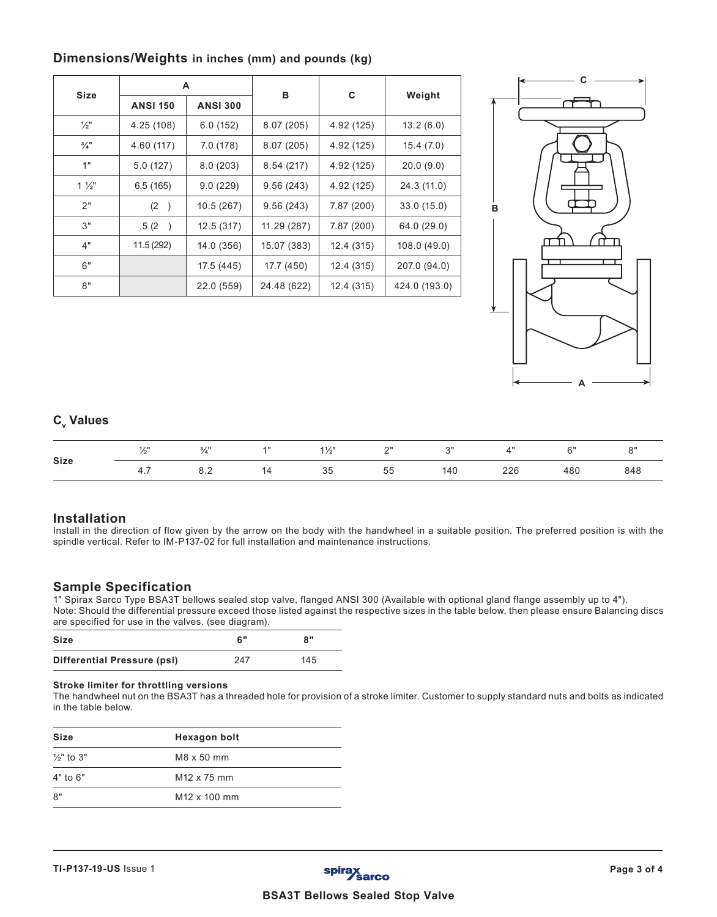## Dimensions/Weights in inches (mm) and pounds (kg)

| Size | A | | B | C | Weight |
|---|---|---|---|---|---|
| | ANSI 150 | ANSI 300 | | | |
| ½" | 4.25 (108) | 6.0 (152) | 8.07 (205) | 4.92 (125) | 13.2 (6.0) |
| ¾" | 4.60 (117) | 7.0 (178) | 8.07 (205) | 4.92 (125) | 15.4 (7.0) |
| 1" | 5.0 (127) | 8.0 (203) | 8.54 (217) | 4.92 (125) | 20.0 (9.0) |
| 1 ½" | 6.5 (165) | 9.0 (229) | 9.56 (243) | 4.92 (125) | 24.3 (11.0) |
| 2" | (2 ) | 10.5 (267) | 9.56 (243) | 7.87 (200) | 33.0 (15.0) |
| 3" | .5 (2 ) | 12.5 (317) | 11.29 (287) | 7.87 (200) | 64.0 (29.0) |
| 4" | 11.5 (292) | 14.0 (356) | 15.07 (383) | 12.4 (315) | 108.0 (49.0) |
| 6" | | 17.5 (445) | 17.7 (450) | 12.4 (315) | 207.0 (94.0) |
| 8" | | 22.0 (559) | 24.48 (622) | 12.4 (315) | 424.0 (193.0) |

## $C_v$ Values

| Size | ½" | ¾" | 1" | 1½" | 2" | 3" | 4" | 6" | 8" |
|---|---|---|---|---|---|---|---|---|---|
| | 4.7 | 8.2 | 14 | 35 | 55 | 140 | 226 | 480 | 848 |

## Installation

Install in the direction of flow given by the arrow on the body with the handwheel in a suitable position. The preferred position is with the spindle vertical. Refer to IM-P137-02 for full installation and maintenance instructions.

## Sample Specification

1" Spirax Sarco Type BSA3T bellows sealed stop valve, flanged ANSI 300 (Available with optional gland flange assembly up to 4").
Note: Should the differential pressure exceed those listed against the respective sizes in the table below, then please ensure Balancing discs are specified for use in the valves. (see diagram).

| Size | 6" | 8" |
|---|---|---|
| Differential Pressure (psi) | 247 | 145 |

### Stroke limiter for throttling versions

The handwheel nut on the BSA3T has a threaded hole for provision of a stroke limiter. Customer to supply standard nuts and bolts as indicated in the table below.

| Size | Hexagon bolt |
|---|---|
| ½" to 3" | M8 x 50 mm |
| 4" to 6" | M12 x 75 mm |
| 8" | M12 x 100 mm |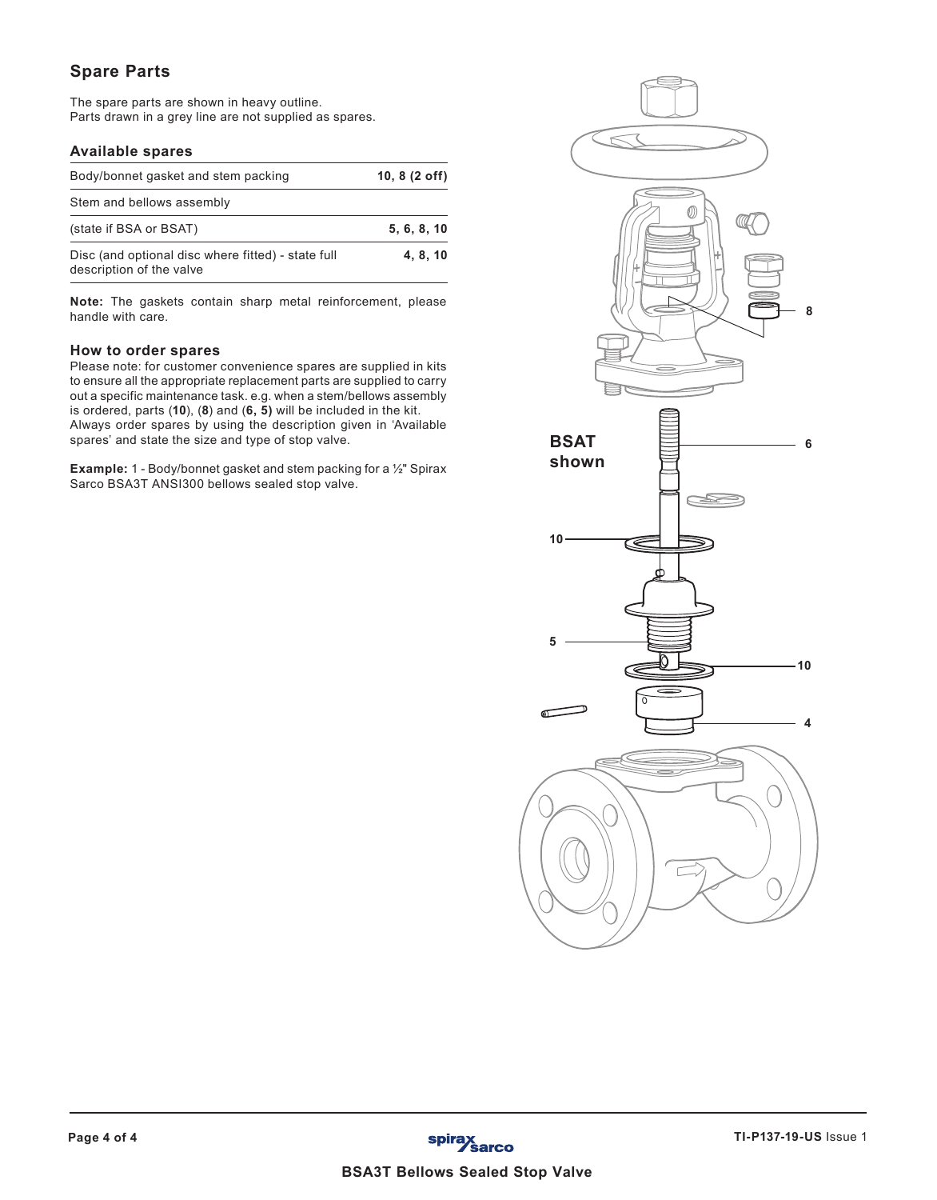## Spare Parts

The spare parts are shown in heavy outline.
Parts drawn in a grey line are not supplied as spares.

### Available spares

| | |
|---|---|
| Body/bonnet gasket and stem packing | **10, 8 (2 off)** |
| Stem and bellows assembly | |
| (state if BSA or BSAT) | **5, 6, 8, 10** |
| Disc (and optional disc where fitted) - state full description of the valve | **4, 8, 10** |

**Note:** The gaskets contain sharp metal reinforcement, please handle with care.

### How to order spares

Please note: for customer convenience spares are supplied in kits to ensure all the appropriate replacement parts are supplied to carry out a specific maintenance task. e.g. when a stem/bellows assembly is ordered, parts (**10**), (**8**) and (**6, 5)** will be included in the kit.
Always order spares by using the description given in 'Available spares' and state the size and type of stop valve.

**Example:** 1 - Body/bonnet gasket and stem packing for a ½" Spirax Sarco BSA3T ANSI300 bellows sealed stop valve.

**BSAT shown**

8

6

10

5

10

4